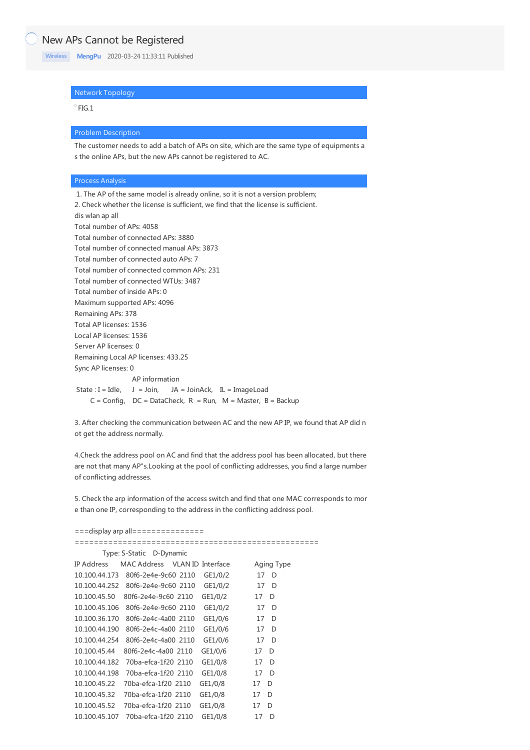# New APs Cannot be Registered

Wireless MengPu 2020-03-24 11:33:11 Published

## Network Topology

FIG.1

## Problem Description

The customer needs to add a batch of APs on site, which are the same type of equipments as the online APs, but the new APs cannot be registered to AC.

## Process Analysis

1. The AP of the same model is already online, so it is not a version problem;
2. Check whether the license is sufficient, we find that the license is sufficient.

```
dis wlan ap all
Total number of APs: 4058
Total number of connected APs: 3880
Total number of connected manual APs: 3873
Total number of connected auto APs: 7
Total number of connected common APs: 231
Total number of connected WTUs: 3487
Total number of inside APs: 0
Maximum supported APs: 4096
Remaining APs: 378
Total AP licenses: 1536
Local AP licenses: 1536
Server AP licenses: 0
Remaining Local AP licenses: 433.25
Sync AP licenses: 0
                    AP information
 State : I = Idle,     J  = Join,     JA = JoinAck,    IL = ImageLoad
         C = Config,   DC = DataCheck, R  = Run,   M = Master,  B = Backup
```

3. After checking the communication between AC and the new AP IP, we found that AP did not get the address normally.

4.Check the address pool on AC and find that the address pool has been allocated, but there are not that many AP"s.Looking at the pool of conflicting addresses, you find a large number of conflicting addresses.

5. Check the arp information of the access switch and find that one MAC corresponds to more than one IP, corresponding to the address in the conflicting address pool.

```
===display arp all===============
====================================================
          Type: S-Static    D-Dynamic
IP Address       MAC Address      VLAN ID  Interface       Aging Type
10.100.44.173    80f6-2e4e-9c60   2110     GE1/0/2          17    D
10.100.44.252    80f6-2e4e-9c60   2110     GE1/0/2          17    D
10.100.45.50     80f6-2e4e-9c60   2110     GE1/0/2          17    D
10.100.45.106    80f6-2e4e-9c60   2110     GE1/0/2          17    D
10.100.36.170    80f6-2e4c-4a00   2110     GE1/0/6          17    D
10.100.44.190    80f6-2e4c-4a00   2110     GE1/0/6          17    D
10.100.44.254    80f6-2e4c-4a00   2110     GE1/0/6          17    D
10.100.45.44     80f6-2e4c-4a00   2110     GE1/0/6          17    D
10.100.44.182    70ba-efca-1f20   2110     GE1/0/8          17    D
10.100.44.198    70ba-efca-1f20   2110     GE1/0/8          17    D
10.100.45.22     70ba-efca-1f20   2110     GE1/0/8          17    D
10.100.45.32     70ba-efca-1f20   2110     GE1/0/8          17    D
10.100.45.52     70ba-efca-1f20   2110     GE1/0/8          17    D
10.100.45.107    70ba-efca-1f20   2110     GE1/0/8          17    D
```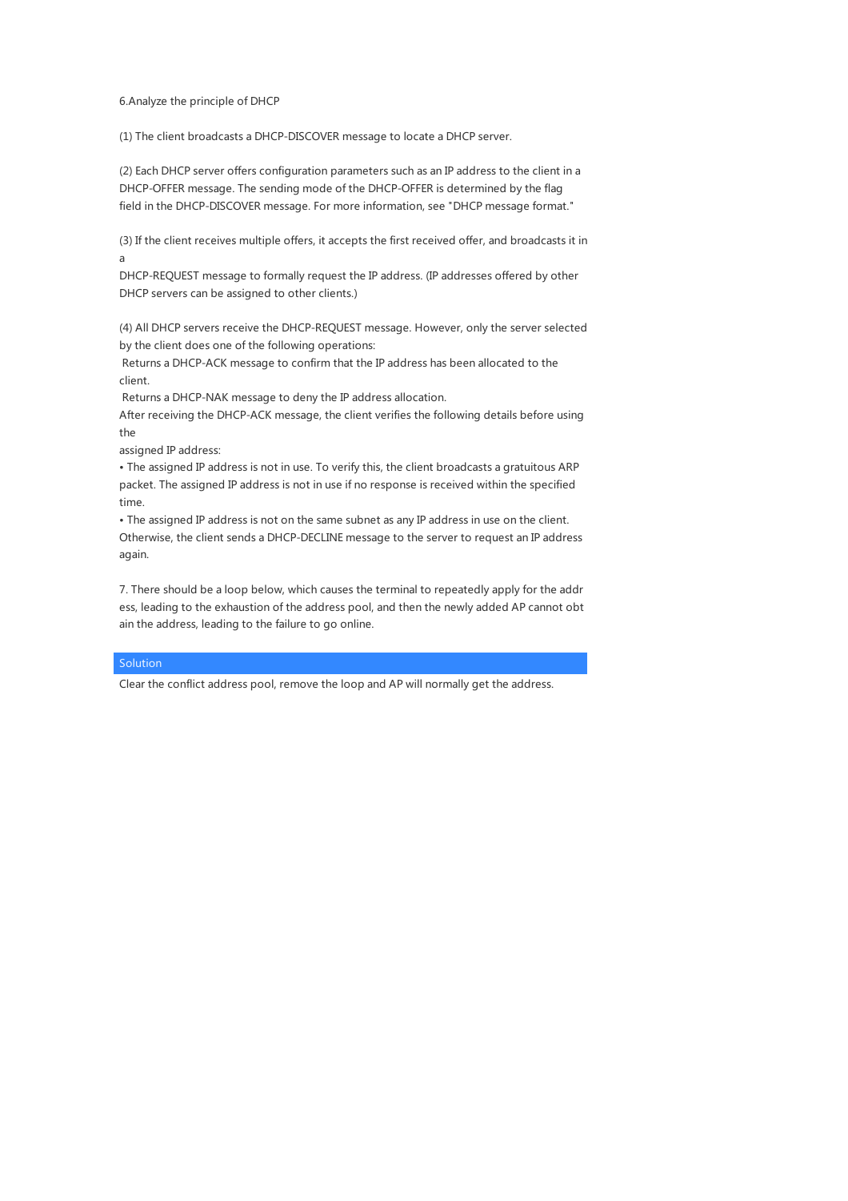6.Analyze the principle of DHCP

(1) The client broadcasts a DHCP-DISCOVER message to locate a DHCP server.

(2) Each DHCP server offers configuration parameters such as an IP address to the client in a DHCP-OFFER message. The sending mode of the DHCP-OFFER is determined by the flag field in the DHCP-DISCOVER message. For more information, see "DHCP message format."

(3) If the client receives multiple offers, it accepts the first received offer, and broadcasts it in a
DHCP-REQUEST message to formally request the IP address. (IP addresses offered by other DHCP servers can be assigned to other clients.)

(4) All DHCP servers receive the DHCP-REQUEST message. However, only the server selected by the client does one of the following operations:
 Returns a DHCP-ACK message to confirm that the IP address has been allocated to the client.
 Returns a DHCP-NAK message to deny the IP address allocation.
After receiving the DHCP-ACK message, the client verifies the following details before using the
assigned IP address:
• The assigned IP address is not in use. To verify this, the client broadcasts a gratuitous ARP packet. The assigned IP address is not in use if no response is received within the specified time.
• The assigned IP address is not on the same subnet as any IP address in use on the client.
Otherwise, the client sends a DHCP-DECLINE message to the server to request an IP address again.

7. There should be a loop below, which causes the terminal to repeatedly apply for the address, leading to the exhaustion of the address pool, and then the newly added AP cannot obtain the address, leading to the failure to go online.

## Solution

Clear the conflict address pool, remove the loop and AP will normally get the address.